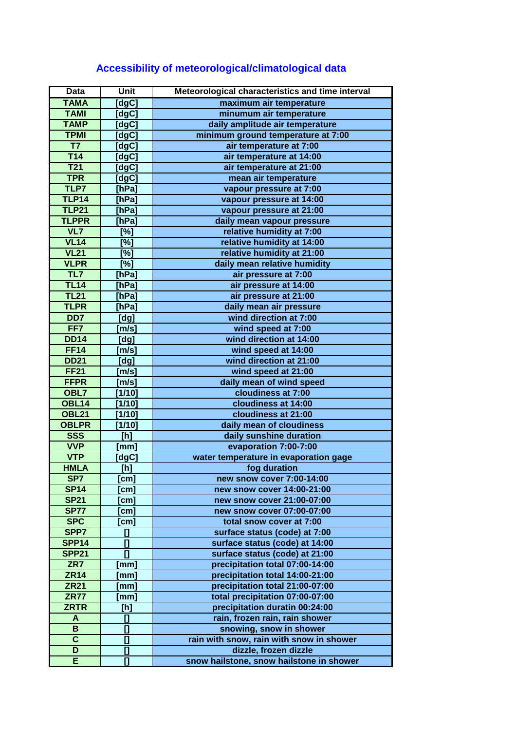# Accessibility of meteorological/climatological data

| Data | Unit | Meteorological characteristics and time interval |
|---|---|---|
| TAMA | [dgC] | maximum air temperature |
| TAMI | [dgC] | minumum air temperature |
| TAMP | [dgC] | daily amplitude air temperature |
| TPMI | [dgC] | minimum ground temperature at 7:00 |
| T7 | [dgC] | air temperature at 7:00 |
| T14 | [dgC] | air temperature at 14:00 |
| T21 | [dgC] | air temperature at 21:00 |
| TPR | [dgC] | mean air temperature |
| TLP7 | [hPa] | vapour pressure at 7:00 |
| TLP14 | [hPa] | vapour pressure at 14:00 |
| TLP21 | [hPa] | vapour pressure at 21:00 |
| TLPPR | [hPa] | daily mean vapour pressure |
| VL7 | [%] | relative humidity at 7:00 |
| VL14 | [%] | relative humidity at 14:00 |
| VL21 | [%] | relative humidity at 21:00 |
| VLPR | [%] | daily mean relative humidity |
| TL7 | [hPa] | air pressure at 7:00 |
| TL14 | [hPa] | air pressure at 14:00 |
| TL21 | [hPa] | air pressure at 21:00 |
| TLPR | [hPa] | daily mean air pressure |
| DD7 | [dg] | wind direction at 7:00 |
| FF7 | [m/s] | wind speed at 7:00 |
| DD14 | [dg] | wind direction at 14:00 |
| FF14 | [m/s] | wind speed at 14:00 |
| DD21 | [dg] | wind direction at 21:00 |
| FF21 | [m/s] | wind speed at 21:00 |
| FFPR | [m/s] | daily mean of wind speed |
| OBL7 | [1/10] | cloudiness at 7:00 |
| OBL14 | [1/10] | cloudiness at 14:00 |
| OBL21 | [1/10] | cloudiness at 21:00 |
| OBLPR | [1/10] | daily mean of cloudiness |
| SSS | [h] | daily sunshine duration |
| VVP | [mm] | evaporation 7:00-7:00 |
| VTP | [dgC] | water temperature in evaporation gage |
| HMLA | [h] | fog duration |
| SP7 | [cm] | new snow cover 7:00-14:00 |
| SP14 | [cm] | new snow cover 14:00-21:00 |
| SP21 | [cm] | new snow cover 21:00-07:00 |
| SP77 | [cm] | new snow cover 07:00-07:00 |
| SPC | [cm] | total snow cover at 7:00 |
| SPP7 | [] | surface status (code) at 7:00 |
| SPP14 | [] | surface status (code) at 14:00 |
| SPP21 | [] | surface status (code) at 21:00 |
| ZR7 | [mm] | precipitation total 07:00-14:00 |
| ZR14 | [mm] | precipitation total 14:00-21:00 |
| ZR21 | [mm] | precipitation total 21:00-07:00 |
| ZR77 | [mm] | total precipitation 07:00-07:00 |
| ZRTR | [h] | precipitation duratin 00:24:00 |
| A | [] | rain, frozen rain, rain shower |
| B | [] | snowing, snow in shower |
| C | [] | rain with snow, rain with snow in shower |
| D | [] | dizzle, frozen dizzle |
| E | [] | snow hailstone, snow hailstone in shower |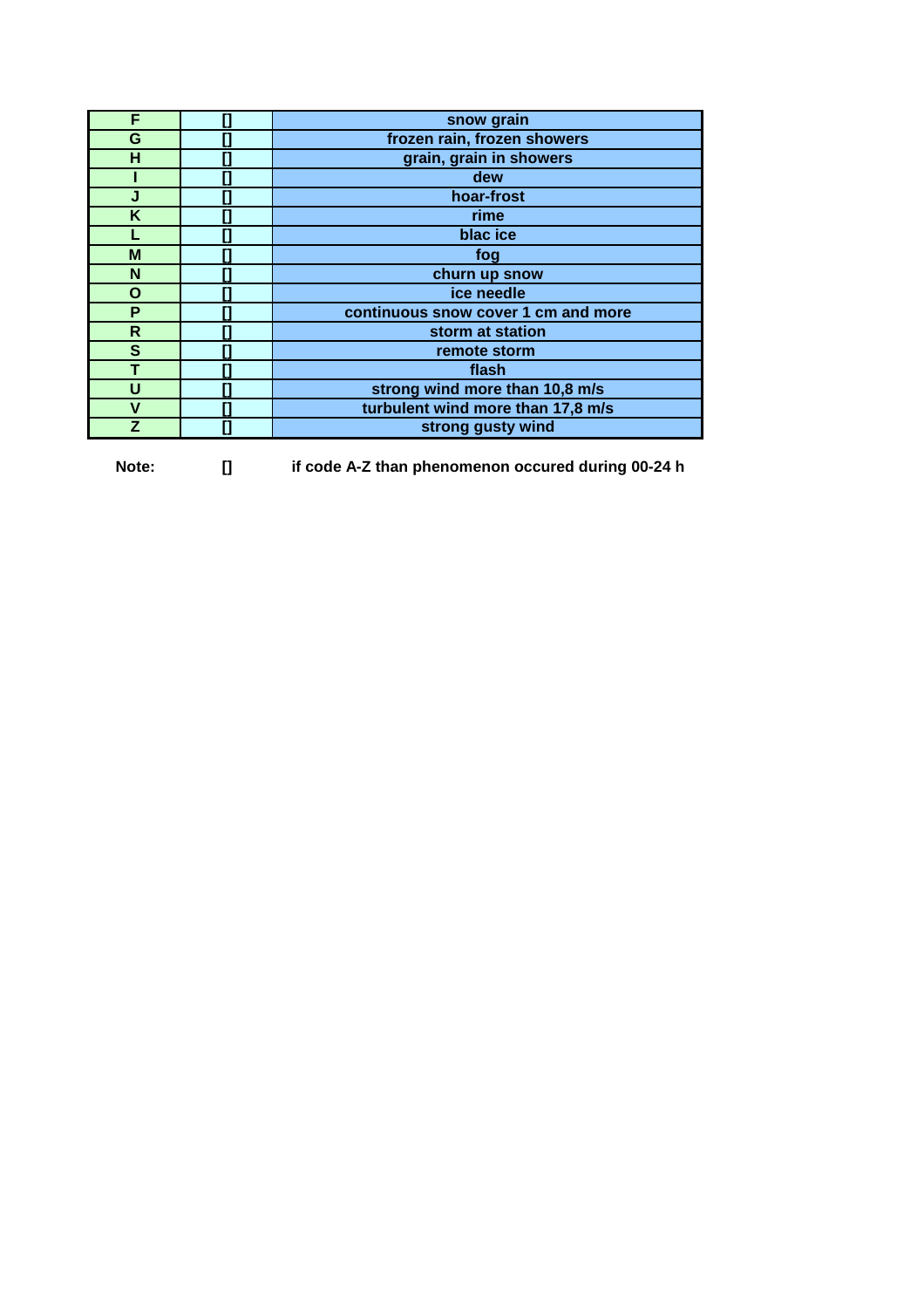| | | |
|---|---|---|
| F | [] | snow grain |
| G | [] | frozen rain, frozen showers |
| H | [] | grain, grain in showers |
| I | [] | dew |
| J | [] | hoar-frost |
| K | [] | rime |
| L | [] | blac ice |
| M | [] | fog |
| N | [] | churn up snow |
| O | [] | ice needle |
| P | [] | continuous snow cover 1 cm and more |
| R | [] | storm at station |
| S | [] | remote storm |
| T | [] | flash |
| U | [] | strong wind more than 10,8 m/s |
| V | [] | turbulent wind more than 17,8 m/s |
| Z | [] | strong gusty wind |

**Note:** [] if code A-Z than phenomenon occured during 00-24 h